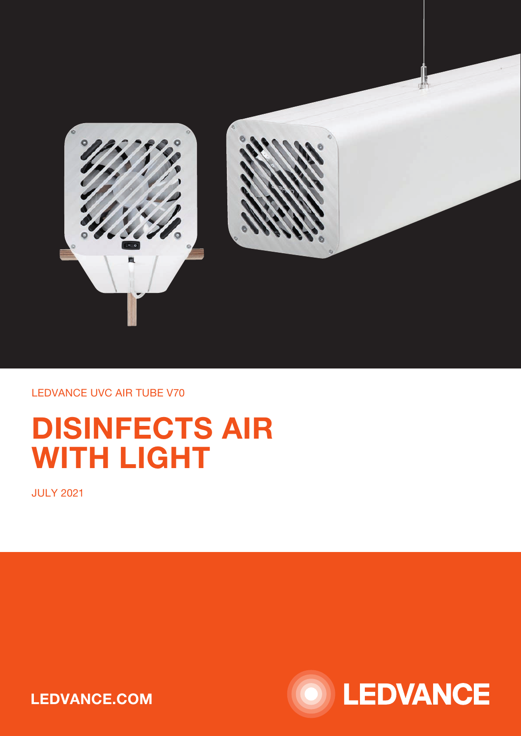LEDVANCE UVC AIR TUBE V70

# DISINFECTS AIR WITH LIGHT

JULY 2021

**LEDVANCE.COM**

LEDVANCE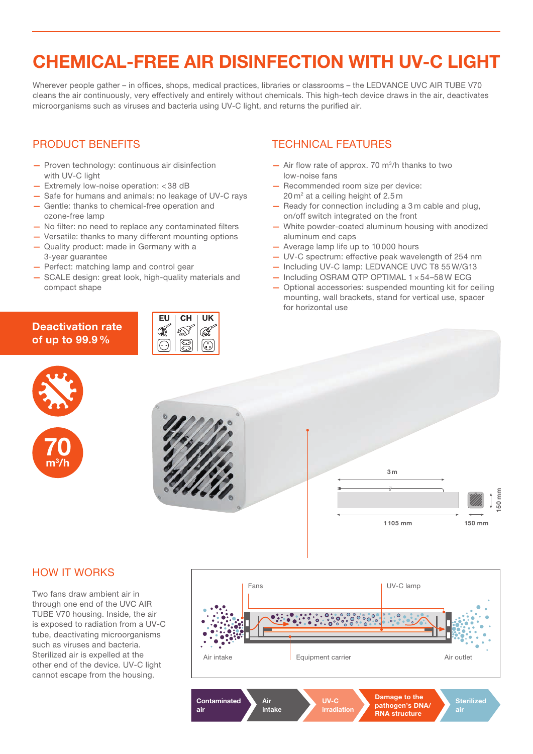# CHEMICAL-FREE AIR DISINFECTION WITH UV-C LIGHT

Wherever people gather – in offices, shops, medical practices, libraries or classrooms – the LEDVANCE UVC AIR TUBE V70 cleans the air continuously, very effectively and entirely without chemicals. This high-tech device draws in the air, deactivates microorganisms such as viruses and bacteria using UV-C light, and returns the purified air.

## PRODUCT BENEFITS

- Proven technology: continuous air disinfection with UV-C light
- Extremely low-noise operation: < 38 dB
- Safe for humans and animals: no leakage of UV-C rays
- Gentle: thanks to chemical-free operation and ozone-free lamp
- No filter: no need to replace any contaminated filters
- Versatile: thanks to many different mounting options
- Quality product: made in Germany with a 3-year guarantee
- Perfect: matching lamp and control gear
- SCALE design: great look, high-quality materials and compact shape

## TECHNICAL FEATURES

- Air flow rate of approx. 70 m$^3$/h thanks to two low-noise fans
- Recommended room size per device: 20 m$^2$ at a ceiling height of 2.5 m
- Ready for connection including a 3 m cable and plug, on/off switch integrated on the front
- White powder-coated aluminum housing with anodized aluminum end caps
- Average lamp life up to 10 000 hours
- UV-C spectrum: effective peak wavelength of 254 nm
- Including UV-C lamp: LEDVANCE UVC T8 55 W/G13
- Including OSRAM QTP OPTIMAL 1 × 54–58 W ECG
- Optional accessories: suspended mounting kit for ceiling mounting, wall brackets, stand for vertical use, spacer for horizontal use

**Deactivation rate of up to 99.9 %**

EU CH UK

70 m$^3$/h

3 m

1 105 mm

150 mm

150 mm

## HOW IT WORKS

Two fans draw ambient air in through one end of the UVC AIR TUBE V70 housing. Inside, the air is exposed to radiation from a UV-C tube, deactivating microorganisms such as viruses and bacteria. Sterilized air is expelled at the other end of the device. UV-C light cannot escape from the housing.

Fans

UV-C lamp

Air intake

Equipment carrier

Air outlet

Contaminated air → Air intake → UV-C irradiation → Damage to the pathogen's DNA/RNA structure → Sterilized air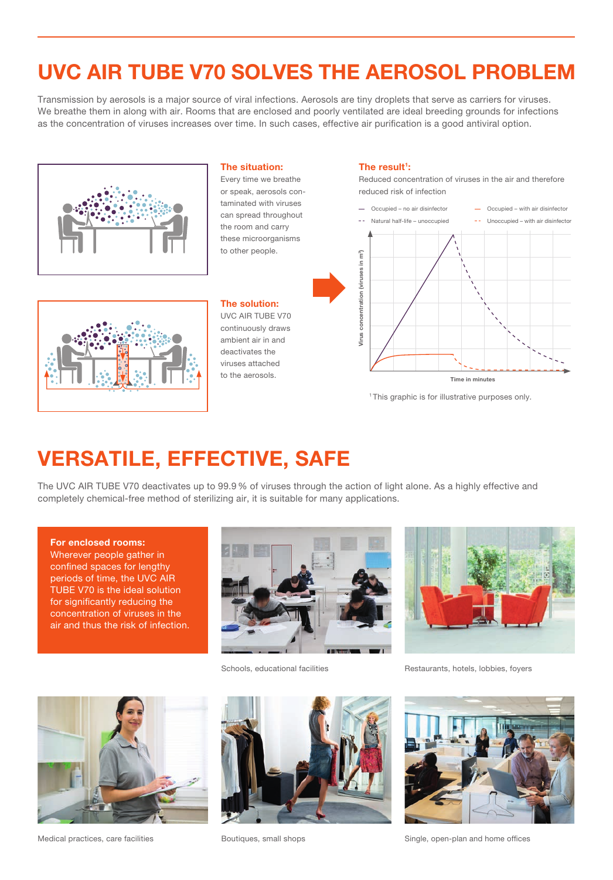# UVC AIR TUBE V70 SOLVES THE AEROSOL PROBLEM

Transmission by aerosols is a major source of viral infections. Aerosols are tiny droplets that serve as carriers for viruses. We breathe them in along with air. Rooms that are enclosed and poorly ventilated are ideal breeding grounds for infections as the concentration of viruses increases over time. In such cases, effective air purification is a good antiviral option.

**The situation:**
Every time we breathe or speak, aerosols contaminated with viruses can spread throughout the room and carry these microorganisms to other people.

**The solution:**
UVC AIR TUBE V70 continuously draws ambient air in and deactivates the viruses attached to the aerosols.

**The result[1]:**
Reduced concentration of viruses in the air and therefore reduced risk of infection

— Occupied – no air disinfector
-- Natural half-life – unoccupied
— Occupied – with air disinfector
-- Unoccupied – with air disinfector

Virus concentration (viruses in m³)

Time in minutes

[1] This graphic is for illustrative purposes only.

# VERSATILE, EFFECTIVE, SAFE

The UVC AIR TUBE V70 deactivates up to 99.9 % of viruses through the action of light alone. As a highly effective and completely chemical-free method of sterilizing air, it is suitable for many applications.

**For enclosed rooms:**
Wherever people gather in confined spaces for lengthy periods of time, the UVC AIR TUBE V70 is the ideal solution for significantly reducing the concentration of viruses in the air and thus the risk of infection.

Schools, educational facilities

Restaurants, hotels, lobbies, foyers

Medical practices, care facilities

Boutiques, small shops

Single, open-plan and home offices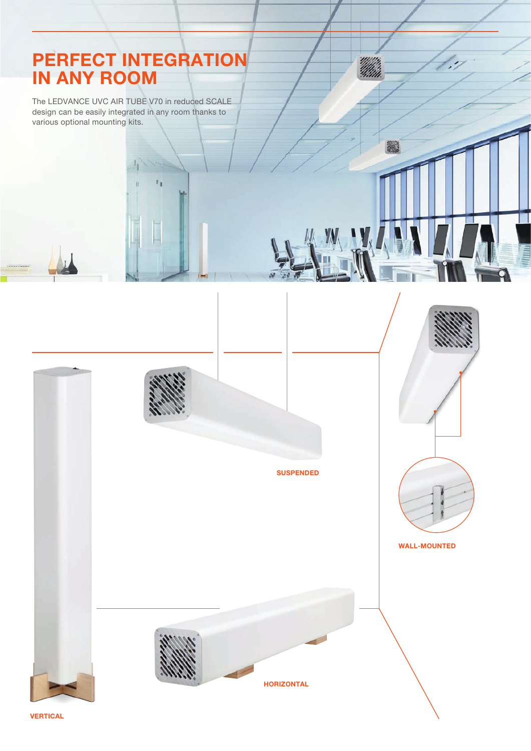# PERFECT INTEGRATION IN ANY ROOM

The LEDVANCE UVC AIR TUBE V70 in reduced SCALE design can be easily integrated in any room thanks to various optional mounting kits.

SUSPENDED

WALL-MOUNTED

HORIZONTAL

VERTICAL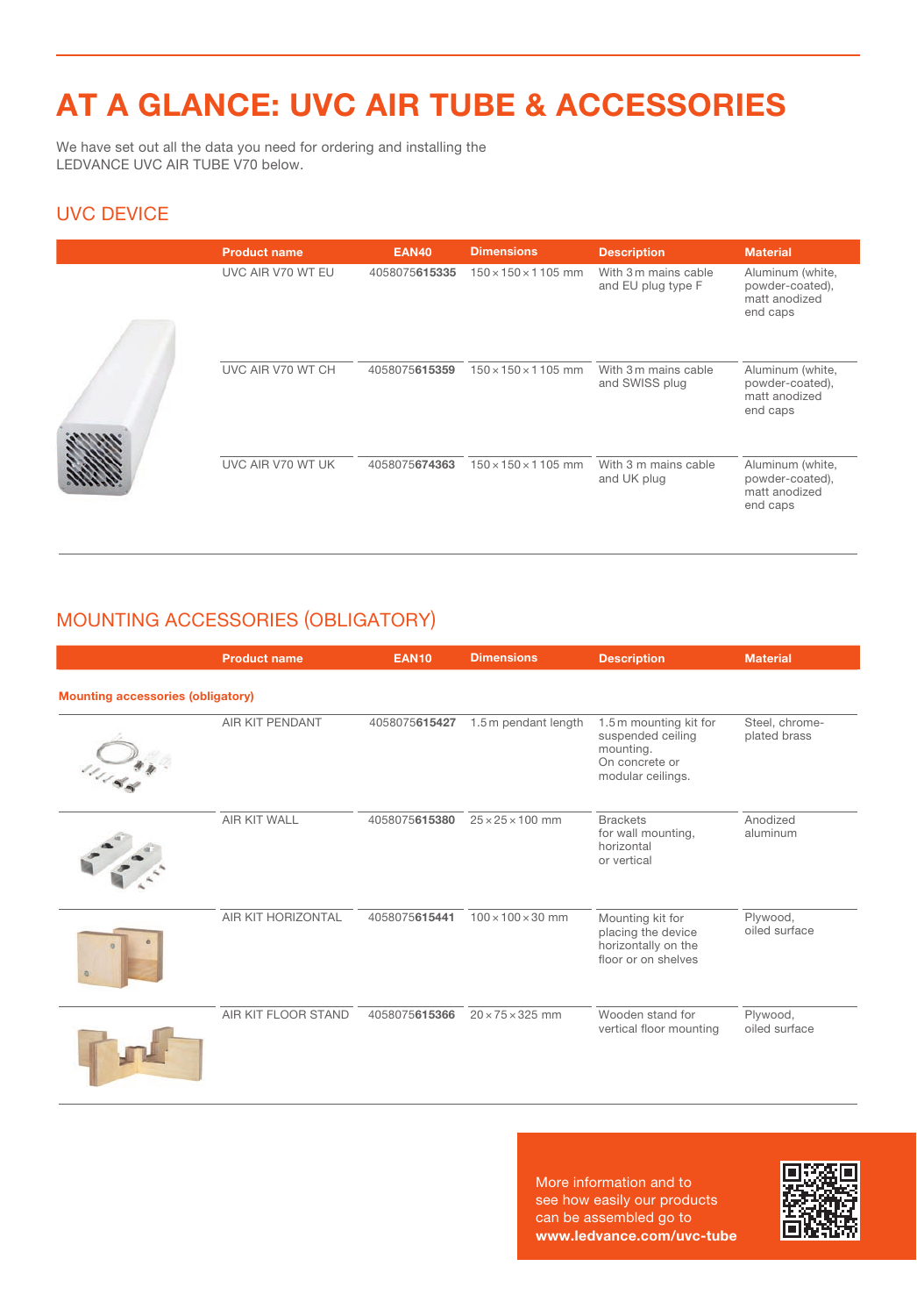# AT A GLANCE: UVC AIR TUBE & ACCESSORIES

We have set out all the data you need for ordering and installing the LEDVANCE UVC AIR TUBE V70 below.

## UVC DEVICE

| Product name | EAN40 | Dimensions | Description | Material |
| --- | --- | --- | --- | --- |
| UVC AIR V70 WT EU | 4058075**615335** | 150 × 150 × 1 105 mm | With 3 m mains cable and EU plug type F | Aluminum (white, powder-coated), matt anodized end caps |
| UVC AIR V70 WT CH | 4058075**615359** | 150 × 150 × 1 105 mm | With 3 m mains cable and SWISS plug | Aluminum (white, powder-coated), matt anodized end caps |
| UVC AIR V70 WT UK | 4058075**674363** | 150 × 150 × 1 105 mm | With 3 m mains cable and UK plug | Aluminum (white, powder-coated), matt anodized end caps |

## MOUNTING ACCESSORIES (OBLIGATORY)

| Product name | EAN10 | Dimensions | Description | Material |
| --- | --- | --- | --- | --- |
| **Mounting accessories (obligatory)** | | | | |
| AIR KIT PENDANT | 4058075**615427** | 1.5 m pendant length | 1.5 m mounting kit for suspended ceiling mounting. On concrete or modular ceilings. | Steel, chrome-plated brass |
| AIR KIT WALL | 4058075**615380** | 25 × 25 × 100 mm | Brackets for wall mounting, horizontal or vertical | Anodized aluminum |
| AIR KIT HORIZONTAL | 4058075**615441** | 100 × 100 × 30 mm | Mounting kit for placing the device horizontally on the floor or on shelves | Plywood, oiled surface |
| AIR KIT FLOOR STAND | 4058075**615366** | 20 × 75 × 325 mm | Wooden stand for vertical floor mounting | Plywood, oiled surface |

More information and to see how easily our products can be assembled go to **www.ledvance.com/uvc-tube**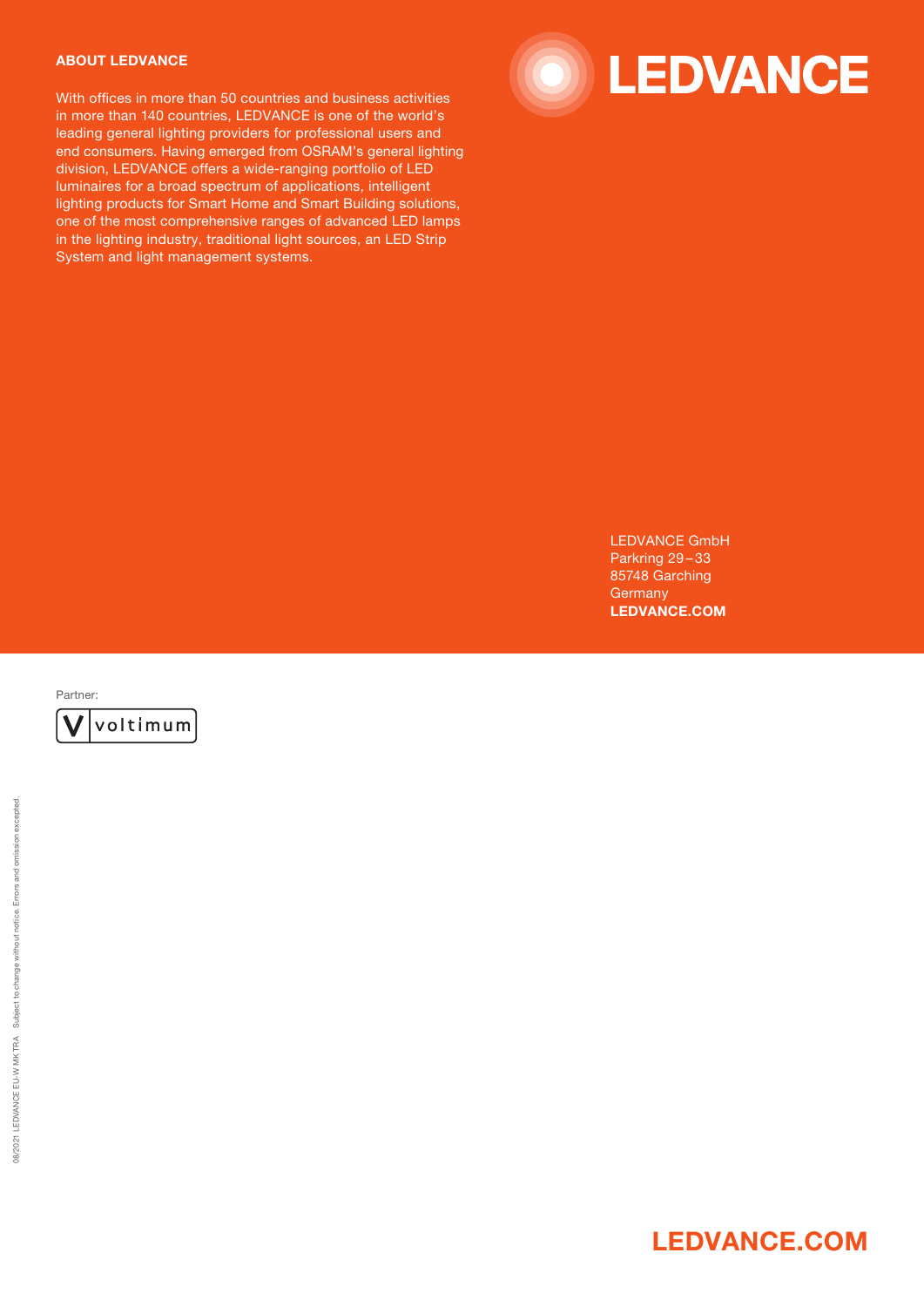**ABOUT LEDVANCE**

With offices in more than 50 countries and business activities in more than 140 countries, LEDVANCE is one of the world's leading general lighting providers for professional users and end consumers. Having emerged from OSRAM's general lighting division, LEDVANCE offers a wide-ranging portfolio of LED luminaires for a broad spectrum of applications, intelligent lighting products for Smart Home and Smart Building solutions, one of the most comprehensive ranges of advanced LED lamps in the lighting industry, traditional light sources, an LED Strip System and light management systems.

LEDVANCE

LEDVANCE GmbH
Parkring 29–33
85748 Garching
Germany
**LEDVANCE.COM**

Partner:

voltimum

08/2021 LEDVANCE EU-W MK TRA Subject to change without notice. Errors and omission excepted.

**LEDVANCE.COM**